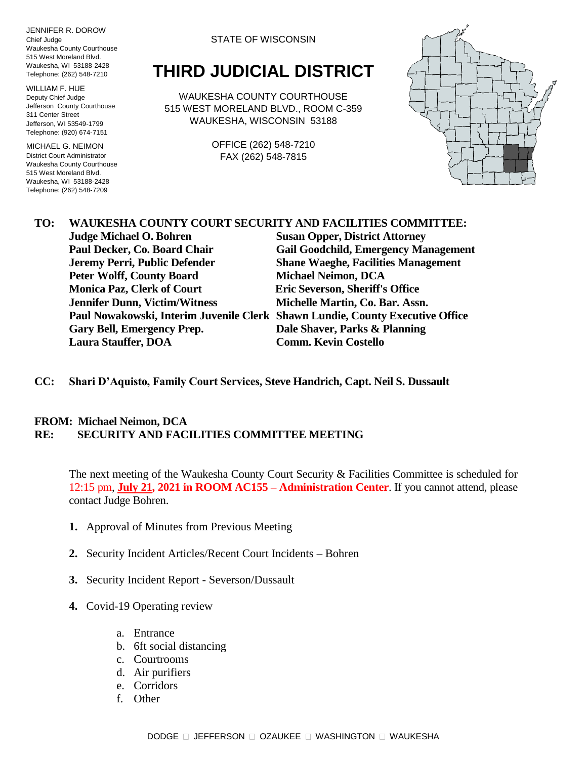JENNIFER R. DOROW
Chief Judge
Waukesha County Courthouse
515 West Moreland Blvd.
Waukesha, WI 53188-2428
Telephone: (262) 548-7210

WILLIAM F. HUE
Deputy Chief Judge
Jefferson County Courthouse
311 Center Street
Jefferson, WI 53549-1799
Telephone: (920) 674-7151

MICHAEL G. NEIMON
District Court Administrator
Waukesha County Courthouse
515 West Moreland Blvd.
Waukesha, WI 53188-2428
Telephone: (262) 548-7209

STATE OF WISCONSIN

# THIRD JUDICIAL DISTRICT

WAUKESHA COUNTY COURTHOUSE
515 WEST MORELAND BLVD., ROOM C-359
WAUKESHA, WISCONSIN 53188

OFFICE (262) 548-7210
FAX (262) 548-7815

**TO: WAUKESHA COUNTY COURT SECURITY AND FACILITIES COMMITTEE:**

**Judge Michael O. Bohren**
**Paul Decker, Co. Board Chair**
**Jeremy Perri, Public Defender**
**Peter Wolff, County Board**
**Monica Paz, Clerk of Court**
**Jennifer Dunn, Victim/Witness**
**Paul Nowakowski, Interim Juvenile Clerk**
**Gary Bell, Emergency Prep.**
**Laura Stauffer, DOA**
**Susan Opper, District Attorney**
**Gail Goodchild, Emergency Management**
**Shane Waeghe, Facilities Management**
**Michael Neimon, DCA**
**Eric Severson, Sheriff's Office**
**Michelle Martin, Co. Bar. Assn.**
**Shawn Lundie, County Executive Office**
**Dale Shaver, Parks & Planning**
**Comm. Kevin Costello**

**CC: Shari D'Aquisto, Family Court Services, Steve Handrich, Capt. Neil S. Dussault**

**FROM: Michael Neimon, DCA**
**RE: SECURITY AND FACILITIES COMMITTEE MEETING**

The next meeting of the Waukesha County Court Security & Facilities Committee is scheduled for 12:15 pm, **July 21, 2021 in ROOM AC155 – Administration Center**. If you cannot attend, please contact Judge Bohren.

1. Approval of Minutes from Previous Meeting
2. Security Incident Articles/Recent Court Incidents – Bohren
3. Security Incident Report - Severson/Dussault
4. Covid-19 Operating review
   a. Entrance
   b. 6ft social distancing
   c. Courtrooms
   d. Air purifiers
   e. Corridors
   f. Other

DODGE □ JEFFERSON □ OZAUKEE □ WASHINGTON □ WAUKESHA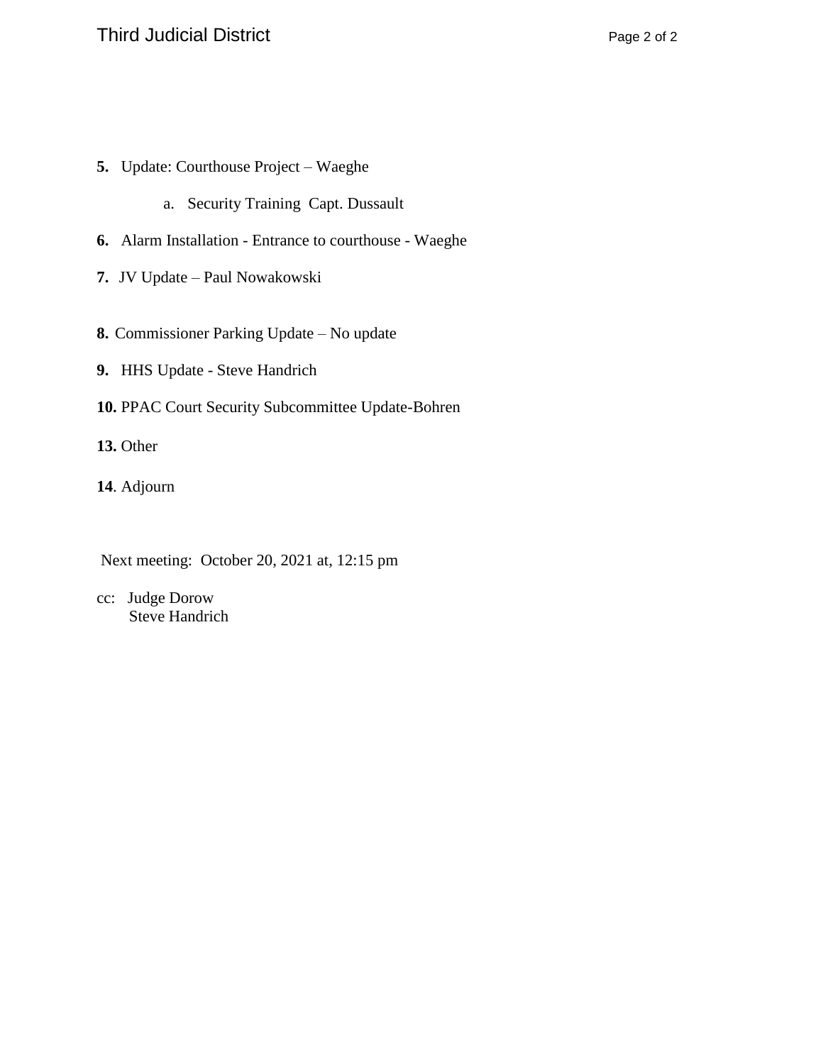**5.** Update: Courthouse Project – Waeghe

a. Security Training Capt. Dussault

**6.** Alarm Installation - Entrance to courthouse - Waeghe

**7.** JV Update – Paul Nowakowski

**8.** Commissioner Parking Update – No update

**9.** HHS Update - Steve Handrich

**10.** PPAC Court Security Subcommittee Update-Bohren

**13.** Other

**14**. Adjourn

Next meeting: October 20, 2021 at, 12:15 pm

cc: Judge Dorow
Steve Handrich